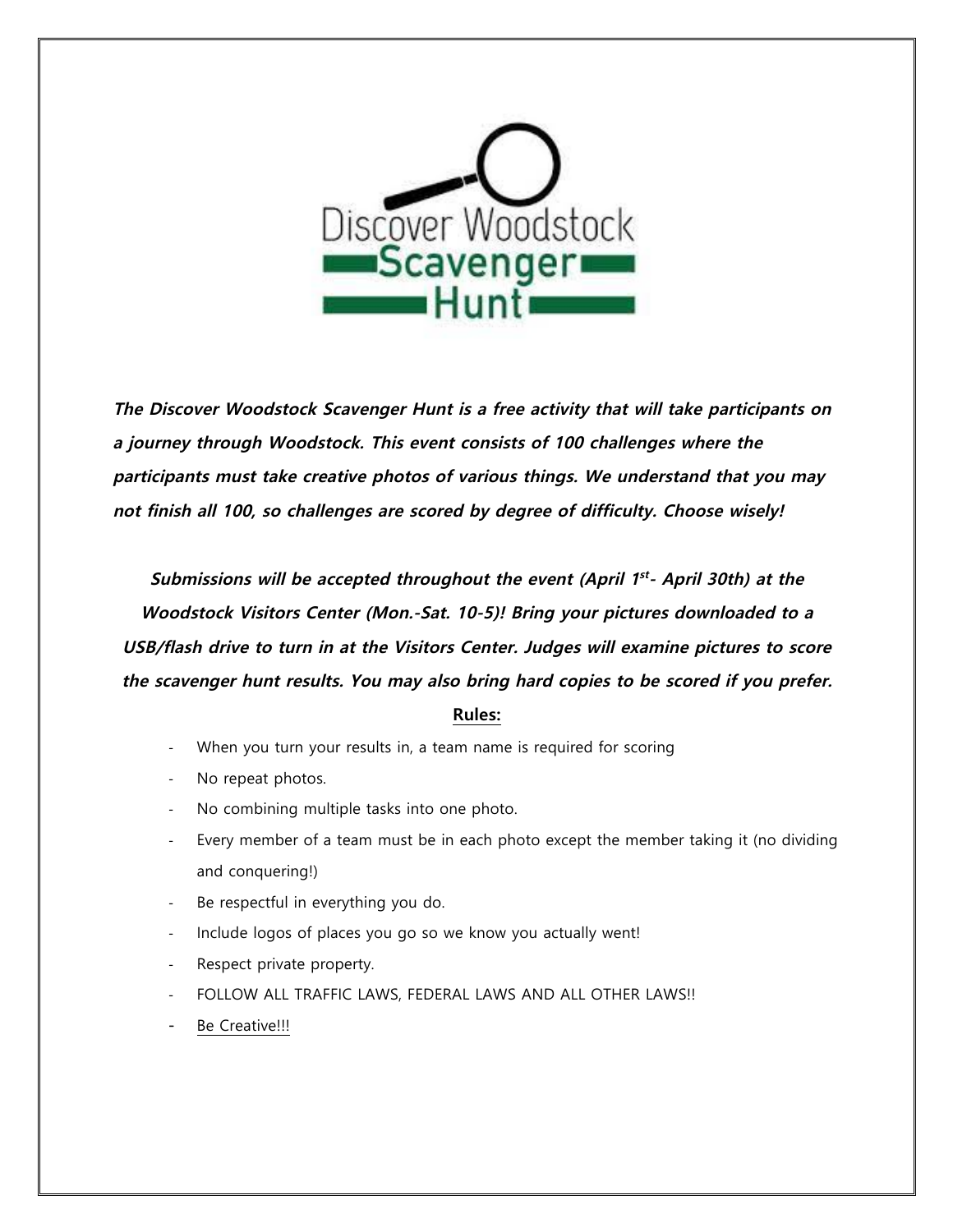# Discover Woodstock Scavenger Hunt

***The Discover Woodstock Scavenger Hunt is a free activity that will take participants on a journey through Woodstock. This event consists of 100 challenges where the participants must take creative photos of various things. We understand that you may not finish all 100, so challenges are scored by degree of difficulty. Choose wisely!***

***Submissions will be accepted throughout the event (April 1st- April 30th) at the Woodstock Visitors Center (Mon.-Sat. 10-5)! Bring your pictures downloaded to a USB/flash drive to turn in at the Visitors Center. Judges will examine pictures to score the scavenger hunt results. You may also bring hard copies to be scored if you prefer.***

**Rules:**

- When you turn your results in, a team name is required for scoring
- No repeat photos.
- No combining multiple tasks into one photo.
- Every member of a team must be in each photo except the member taking it (no dividing and conquering!)
- Be respectful in everything you do.
- Include logos of places you go so we know you actually went!
- Respect private property.
- FOLLOW ALL TRAFFIC LAWS, FEDERAL LAWS AND ALL OTHER LAWS!!
- Be Creative!!!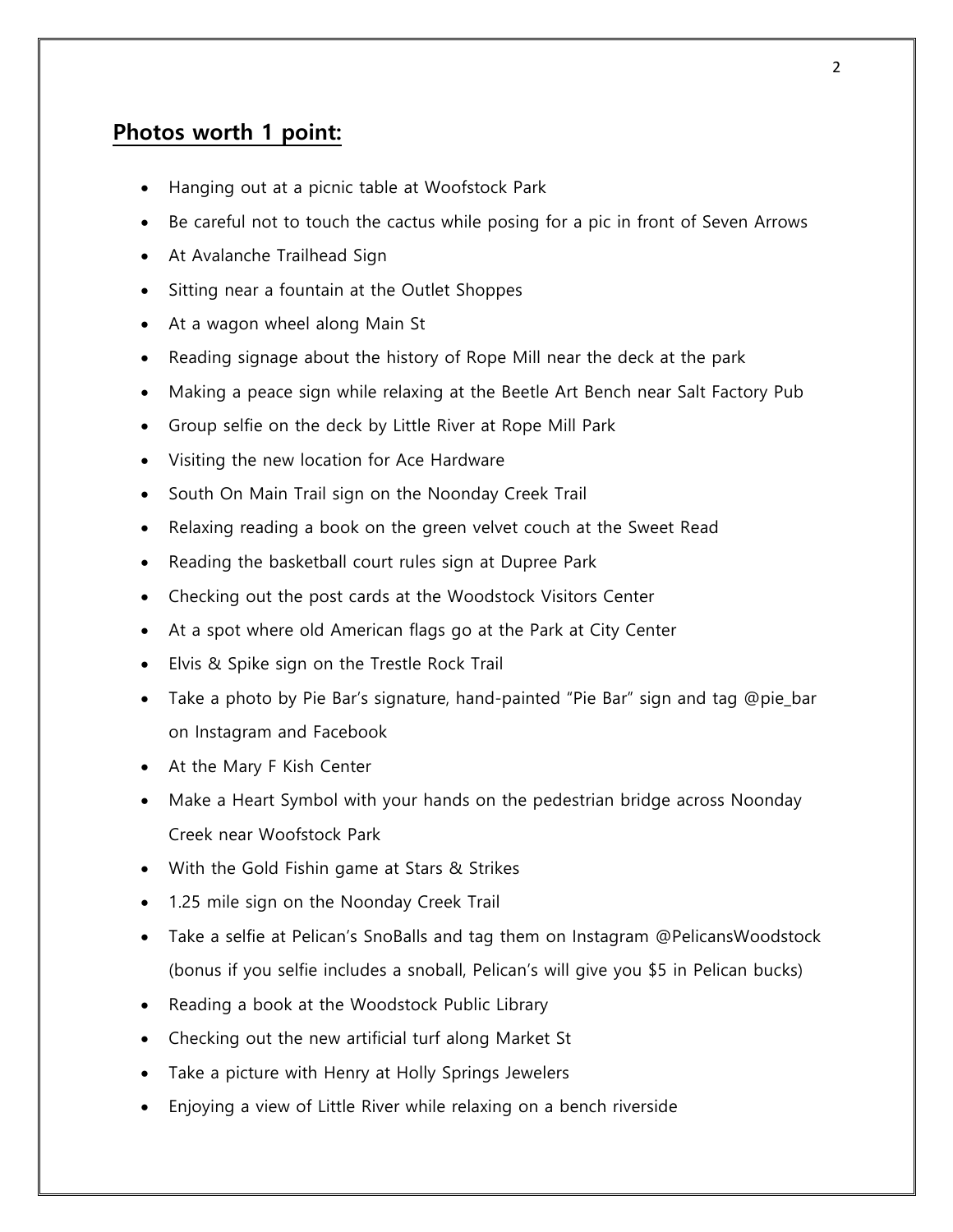## **Photos worth 1 point:**

- Hanging out at a picnic table at Woofstock Park
- Be careful not to touch the cactus while posing for a pic in front of Seven Arrows
- At Avalanche Trailhead Sign
- Sitting near a fountain at the Outlet Shoppes
- At a wagon wheel along Main St
- Reading signage about the history of Rope Mill near the deck at the park
- Making a peace sign while relaxing at the Beetle Art Bench near Salt Factory Pub
- Group selfie on the deck by Little River at Rope Mill Park
- Visiting the new location for Ace Hardware
- South On Main Trail sign on the Noonday Creek Trail
- Relaxing reading a book on the green velvet couch at the Sweet Read
- Reading the basketball court rules sign at Dupree Park
- Checking out the post cards at the Woodstock Visitors Center
- At a spot where old American flags go at the Park at City Center
- Elvis & Spike sign on the Trestle Rock Trail
- Take a photo by Pie Bar's signature, hand-painted "Pie Bar" sign and tag @pie_bar on Instagram and Facebook
- At the Mary F Kish Center
- Make a Heart Symbol with your hands on the pedestrian bridge across Noonday Creek near Woofstock Park
- With the Gold Fishin game at Stars & Strikes
- 1.25 mile sign on the Noonday Creek Trail
- Take a selfie at Pelican's SnoBalls and tag them on Instagram @PelicansWoodstock (bonus if you selfie includes a snoball, Pelican's will give you $5 in Pelican bucks)
- Reading a book at the Woodstock Public Library
- Checking out the new artificial turf along Market St
- Take a picture with Henry at Holly Springs Jewelers
- Enjoying a view of Little River while relaxing on a bench riverside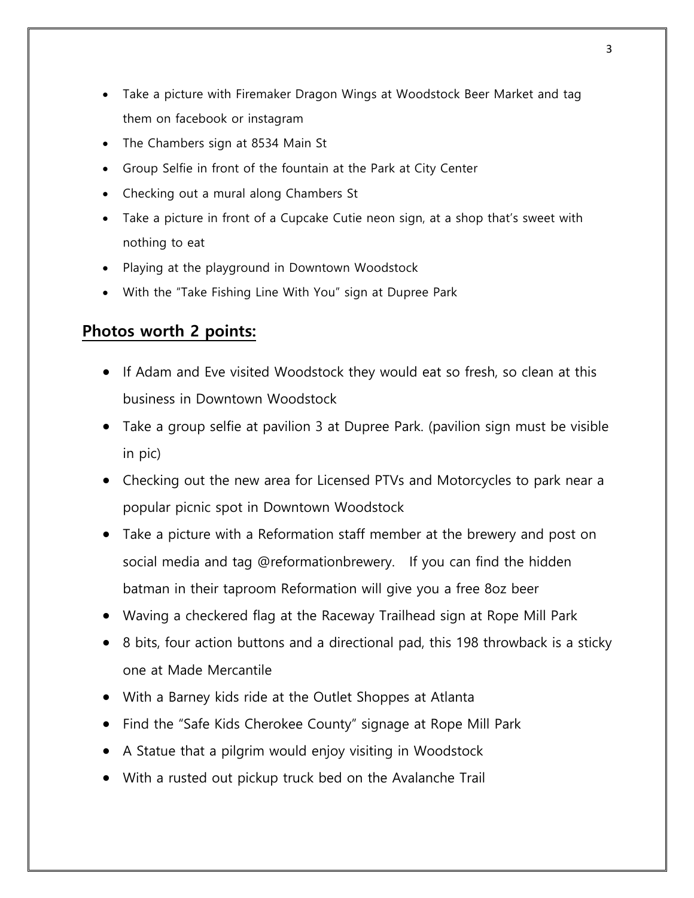- Take a picture with Firemaker Dragon Wings at Woodstock Beer Market and tag them on facebook or instagram
- The Chambers sign at 8534 Main St
- Group Selfie in front of the fountain at the Park at City Center
- Checking out a mural along Chambers St
- Take a picture in front of a Cupcake Cutie neon sign, at a shop that's sweet with nothing to eat
- Playing at the playground in Downtown Woodstock
- With the "Take Fishing Line With You" sign at Dupree Park

## Photos worth 2 points:

- If Adam and Eve visited Woodstock they would eat so fresh, so clean at this business in Downtown Woodstock
- Take a group selfie at pavilion 3 at Dupree Park. (pavilion sign must be visible in pic)
- Checking out the new area for Licensed PTVs and Motorcycles to park near a popular picnic spot in Downtown Woodstock
- Take a picture with a Reformation staff member at the brewery and post on social media and tag @reformationbrewery. If you can find the hidden batman in their taproom Reformation will give you a free 8oz beer
- Waving a checkered flag at the Raceway Trailhead sign at Rope Mill Park
- 8 bits, four action buttons and a directional pad, this 198 throwback is a sticky one at Made Mercantile
- With a Barney kids ride at the Outlet Shoppes at Atlanta
- Find the "Safe Kids Cherokee County" signage at Rope Mill Park
- A Statue that a pilgrim would enjoy visiting in Woodstock
- With a rusted out pickup truck bed on the Avalanche Trail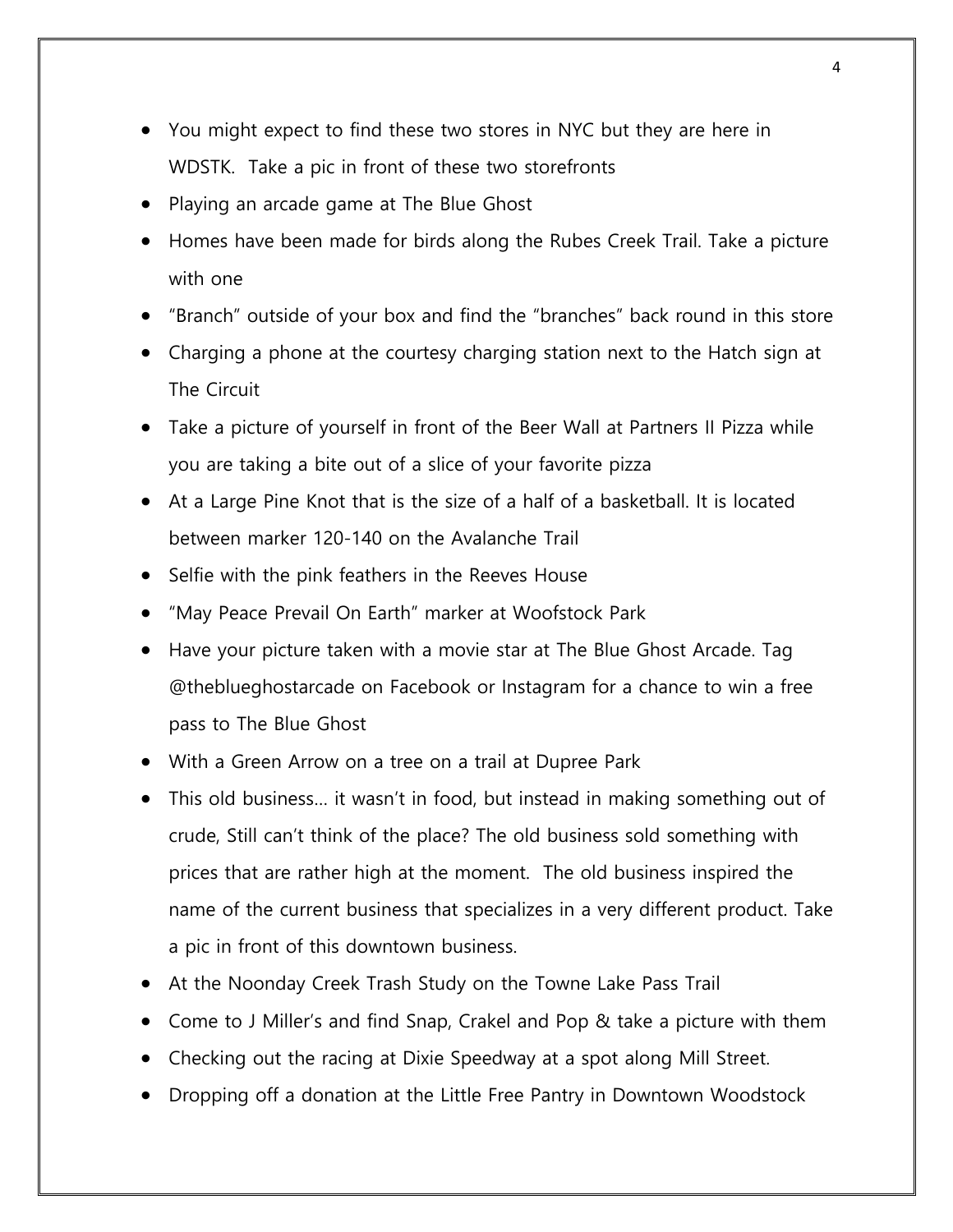- You might expect to find these two stores in NYC but they are here in WDSTK. Take a pic in front of these two storefronts
- Playing an arcade game at The Blue Ghost
- Homes have been made for birds along the Rubes Creek Trail. Take a picture with one
- "Branch" outside of your box and find the "branches" back round in this store
- Charging a phone at the courtesy charging station next to the Hatch sign at The Circuit
- Take a picture of yourself in front of the Beer Wall at Partners II Pizza while you are taking a bite out of a slice of your favorite pizza
- At a Large Pine Knot that is the size of a half of a basketball. It is located between marker 120-140 on the Avalanche Trail
- Selfie with the pink feathers in the Reeves House
- "May Peace Prevail On Earth" marker at Woofstock Park
- Have your picture taken with a movie star at The Blue Ghost Arcade. Tag @theblueghostarcade on Facebook or Instagram for a chance to win a free pass to The Blue Ghost
- With a Green Arrow on a tree on a trail at Dupree Park
- This old business… it wasn't in food, but instead in making something out of crude, Still can't think of the place? The old business sold something with prices that are rather high at the moment. The old business inspired the name of the current business that specializes in a very different product. Take a pic in front of this downtown business.
- At the Noonday Creek Trash Study on the Towne Lake Pass Trail
- Come to J Miller's and find Snap, Crakel and Pop & take a picture with them
- Checking out the racing at Dixie Speedway at a spot along Mill Street.
- Dropping off a donation at the Little Free Pantry in Downtown Woodstock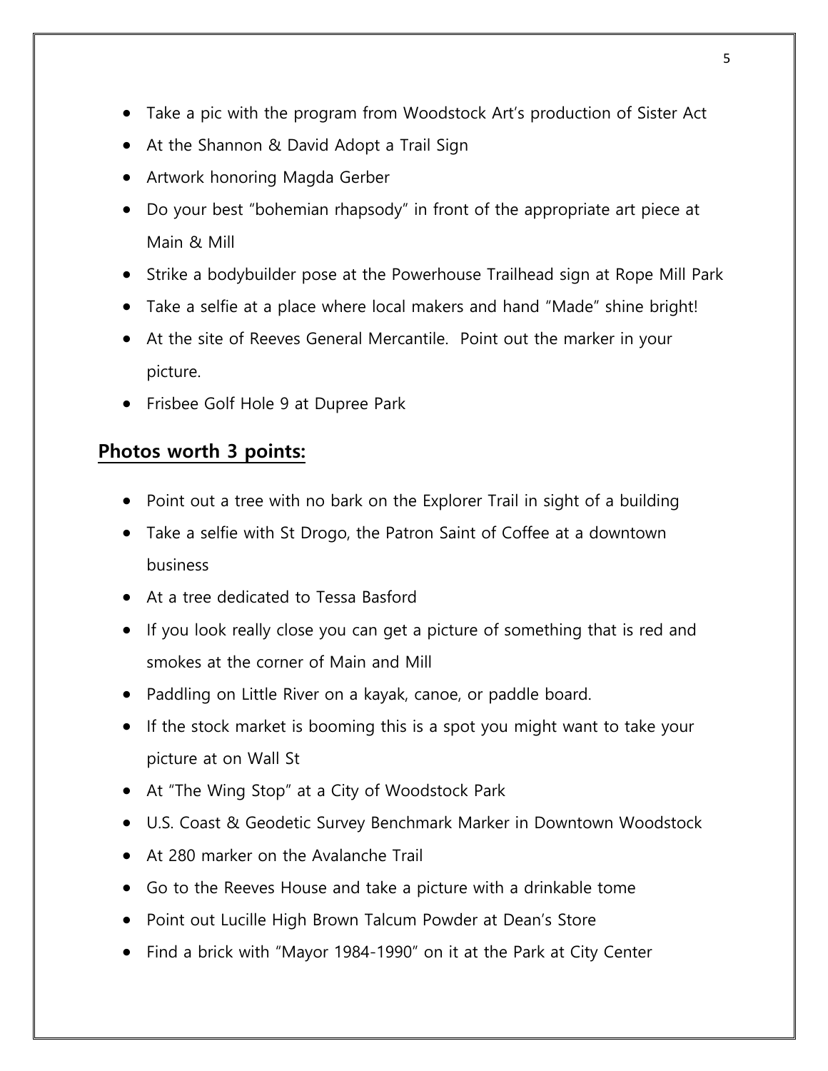- Take a pic with the program from Woodstock Art's production of Sister Act
- At the Shannon & David Adopt a Trail Sign
- Artwork honoring Magda Gerber
- Do your best "bohemian rhapsody" in front of the appropriate art piece at Main & Mill
- Strike a bodybuilder pose at the Powerhouse Trailhead sign at Rope Mill Park
- Take a selfie at a place where local makers and hand "Made" shine bright!
- At the site of Reeves General Mercantile. Point out the marker in your picture.
- Frisbee Golf Hole 9 at Dupree Park

## Photos worth 3 points:

- Point out a tree with no bark on the Explorer Trail in sight of a building
- Take a selfie with St Drogo, the Patron Saint of Coffee at a downtown business
- At a tree dedicated to Tessa Basford
- If you look really close you can get a picture of something that is red and smokes at the corner of Main and Mill
- Paddling on Little River on a kayak, canoe, or paddle board.
- If the stock market is booming this is a spot you might want to take your picture at on Wall St
- At "The Wing Stop" at a City of Woodstock Park
- U.S. Coast & Geodetic Survey Benchmark Marker in Downtown Woodstock
- At 280 marker on the Avalanche Trail
- Go to the Reeves House and take a picture with a drinkable tome
- Point out Lucille High Brown Talcum Powder at Dean's Store
- Find a brick with "Mayor 1984-1990" on it at the Park at City Center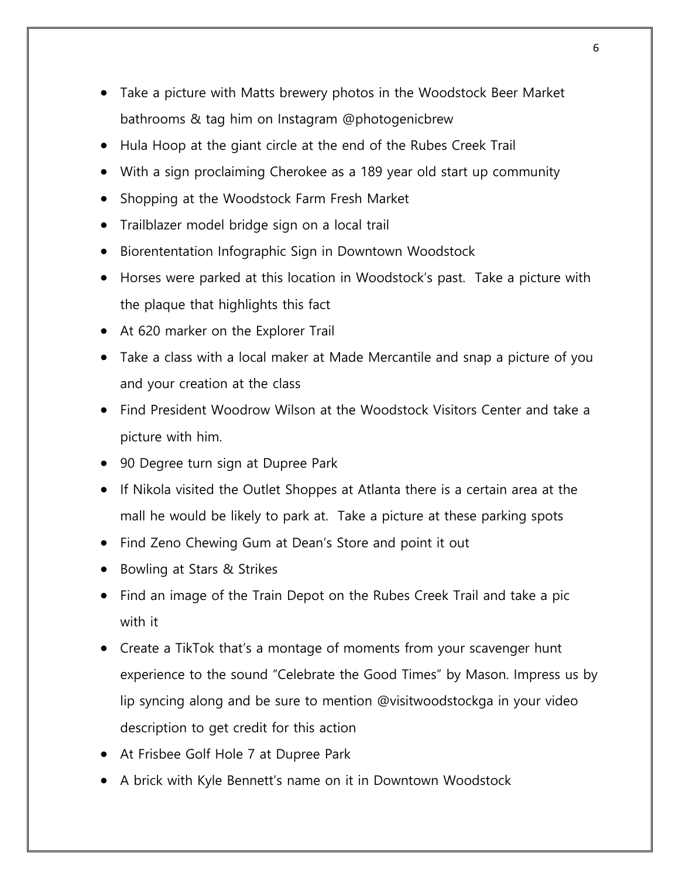- Take a picture with Matts brewery photos in the Woodstock Beer Market bathrooms & tag him on Instagram @photogenicbrew
- Hula Hoop at the giant circle at the end of the Rubes Creek Trail
- With a sign proclaiming Cherokee as a 189 year old start up community
- Shopping at the Woodstock Farm Fresh Market
- Trailblazer model bridge sign on a local trail
- Biorententation Infographic Sign in Downtown Woodstock
- Horses were parked at this location in Woodstock's past. Take a picture with the plaque that highlights this fact
- At 620 marker on the Explorer Trail
- Take a class with a local maker at Made Mercantile and snap a picture of you and your creation at the class
- Find President Woodrow Wilson at the Woodstock Visitors Center and take a picture with him.
- 90 Degree turn sign at Dupree Park
- If Nikola visited the Outlet Shoppes at Atlanta there is a certain area at the mall he would be likely to park at. Take a picture at these parking spots
- Find Zeno Chewing Gum at Dean's Store and point it out
- Bowling at Stars & Strikes
- Find an image of the Train Depot on the Rubes Creek Trail and take a pic with it
- Create a TikTok that's a montage of moments from your scavenger hunt experience to the sound "Celebrate the Good Times" by Mason. Impress us by lip syncing along and be sure to mention @visitwoodstockga in your video description to get credit for this action
- At Frisbee Golf Hole 7 at Dupree Park
- A brick with Kyle Bennett's name on it in Downtown Woodstock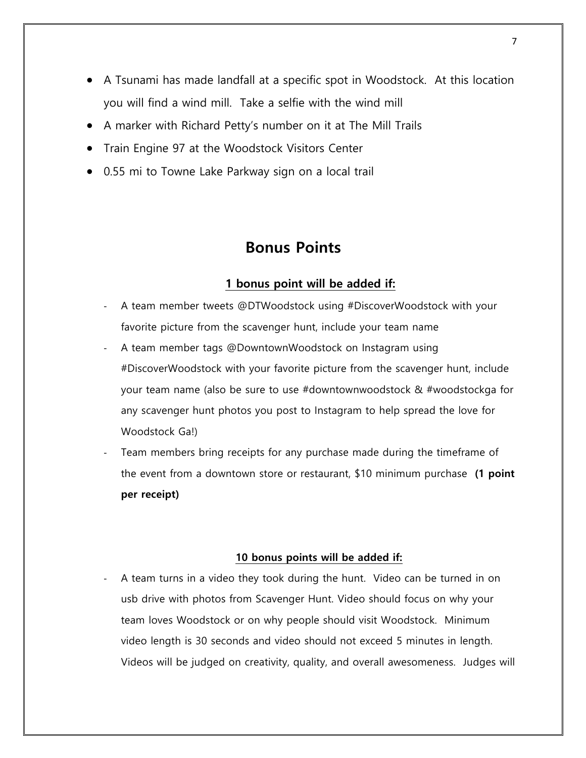- A Tsunami has made landfall at a specific spot in Woodstock. At this location you will find a wind mill. Take a selfie with the wind mill
- A marker with Richard Petty's number on it at The Mill Trails
- Train Engine 97 at the Woodstock Visitors Center
- 0.55 mi to Towne Lake Parkway sign on a local trail

## Bonus Points

**1 bonus point will be added if:**

- A team member tweets @DTWoodstock using #DiscoverWoodstock with your favorite picture from the scavenger hunt, include your team name
- A team member tags @DowntownWoodstock on Instagram using #DiscoverWoodstock with your favorite picture from the scavenger hunt, include your team name (also be sure to use #downtownwoodstock & #woodstockga for any scavenger hunt photos you post to Instagram to help spread the love for Woodstock Ga!)
- Team members bring receipts for any purchase made during the timeframe of the event from a downtown store or restaurant, $10 minimum purchase **(1 point per receipt)**

**10 bonus points will be added if:**

- A team turns in a video they took during the hunt. Video can be turned in on usb drive with photos from Scavenger Hunt. Video should focus on why your team loves Woodstock or on why people should visit Woodstock. Minimum video length is 30 seconds and video should not exceed 5 minutes in length. Videos will be judged on creativity, quality, and overall awesomeness. Judges will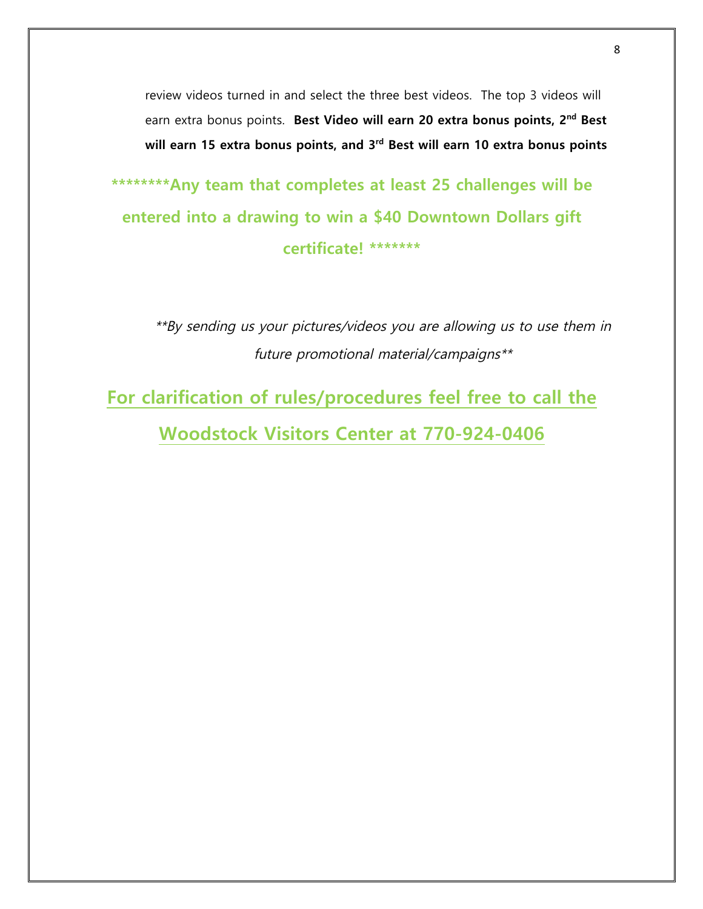review videos turned in and select the three best videos. The top 3 videos will earn extra bonus points. **Best Video will earn 20 extra bonus points, 2nd Best will earn 15 extra bonus points, and 3rd Best will earn 10 extra bonus points**

**********Any team that completes at least 25 challenges will be entered into a drawing to win a $40 Downtown Dollars gift certificate! *********

*\*\*By sending us your pictures/videos you are allowing us to use them in future promotional material/campaigns\*\**

**For clarification of rules/procedures feel free to call the Woodstock Visitors Center at 770-924-0406**